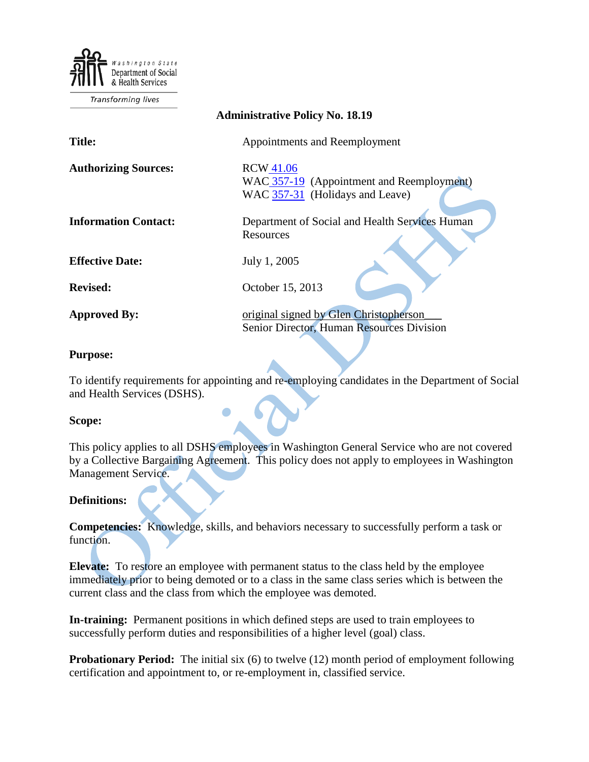Washington State Department of Social & Health Services

Transforming lives

# Administrative Policy No. 18.19

| | |
|---|---|
| **Title:** | Appointments and Reemployment |
| **Authorizing Sources:** | RCW 41.06<br>WAC 357-19 (Appointment and Reemployment)<br>WAC 357-31 (Holidays and Leave) |
| **Information Contact:** | Department of Social and Health Services Human Resources |
| **Effective Date:** | July 1, 2005 |
| **Revised:** | October 15, 2013 |
| **Approved By:** | original signed by Glen Christopherson___<br>Senior Director, Human Resources Division |

## Purpose:

To identify requirements for appointing and re-employing candidates in the Department of Social and Health Services (DSHS).

## Scope:

This policy applies to all DSHS employees in Washington General Service who are not covered by a Collective Bargaining Agreement. This policy does not apply to employees in Washington Management Service.

## Definitions:

**Competencies:** Knowledge, skills, and behaviors necessary to successfully perform a task or function.

**Elevate:** To restore an employee with permanent status to the class held by the employee immediately prior to being demoted or to a class in the same class series which is between the current class and the class from which the employee was demoted.

**In-training:** Permanent positions in which defined steps are used to train employees to successfully perform duties and responsibilities of a higher level (goal) class.

**Probationary Period:** The initial six (6) to twelve (12) month period of employment following certification and appointment to, or re-employment in, classified service.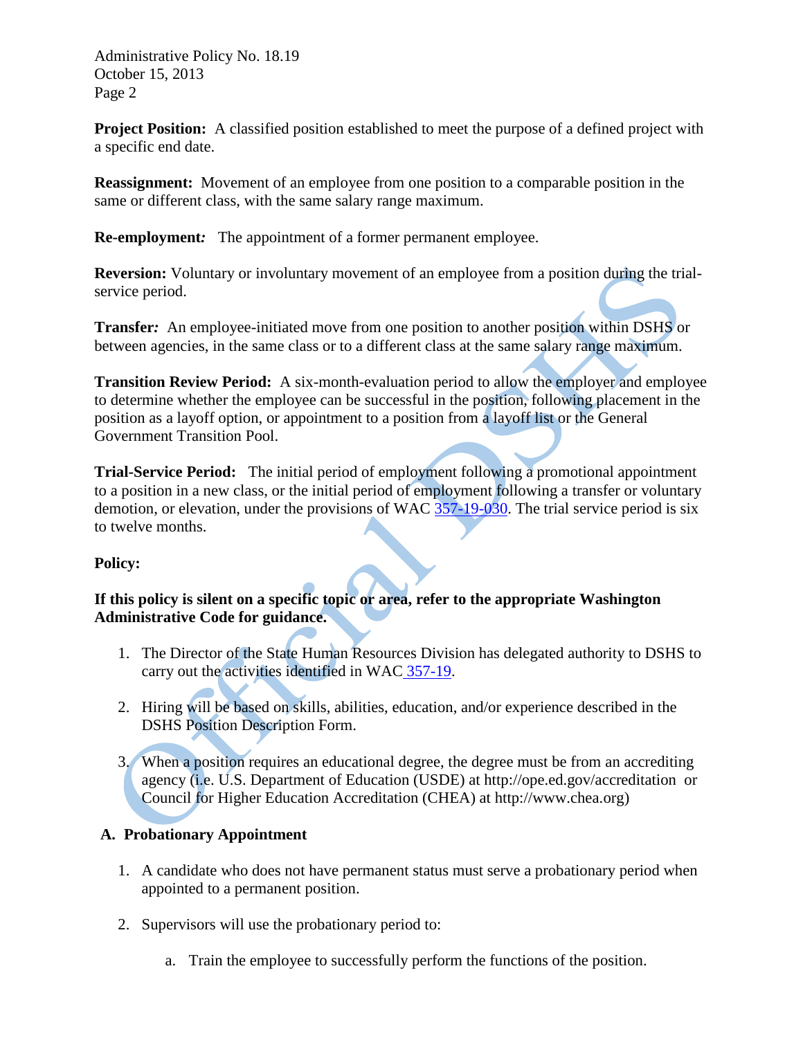**Project Position:** A classified position established to meet the purpose of a defined project with a specific end date.

**Reassignment:** Movement of an employee from one position to a comparable position in the same or different class, with the same salary range maximum.

**Re-employment*:*** The appointment of a former permanent employee.

**Reversion:** Voluntary or involuntary movement of an employee from a position during the trial-service period.

**Transfer*:*** An employee-initiated move from one position to another position within DSHS or between agencies, in the same class or to a different class at the same salary range maximum.

**Transition Review Period:** A six-month-evaluation period to allow the employer and employee to determine whether the employee can be successful in the position, following placement in the position as a layoff option, or appointment to a position from a layoff list or the General Government Transition Pool.

**Trial-Service Period:** The initial period of employment following a promotional appointment to a position in a new class, or the initial period of employment following a transfer or voluntary demotion, or elevation, under the provisions of WAC 357-19-030. The trial service period is six to twelve months.

**Policy:**

**If this policy is silent on a specific topic or area, refer to the appropriate Washington Administrative Code for guidance.**

1. The Director of the State Human Resources Division has delegated authority to DSHS to carry out the activities identified in WAC 357-19.

2. Hiring will be based on skills, abilities, education, and/or experience described in the DSHS Position Description Form.

3. When a position requires an educational degree, the degree must be from an accrediting agency (i.e. U.S. Department of Education (USDE) at http://ope.ed.gov/accreditation or Council for Higher Education Accreditation (CHEA) at http://www.chea.org)

## A. Probationary Appointment

1. A candidate who does not have permanent status must serve a probationary period when appointed to a permanent position.

2. Supervisors will use the probationary period to:

   a. Train the employee to successfully perform the functions of the position.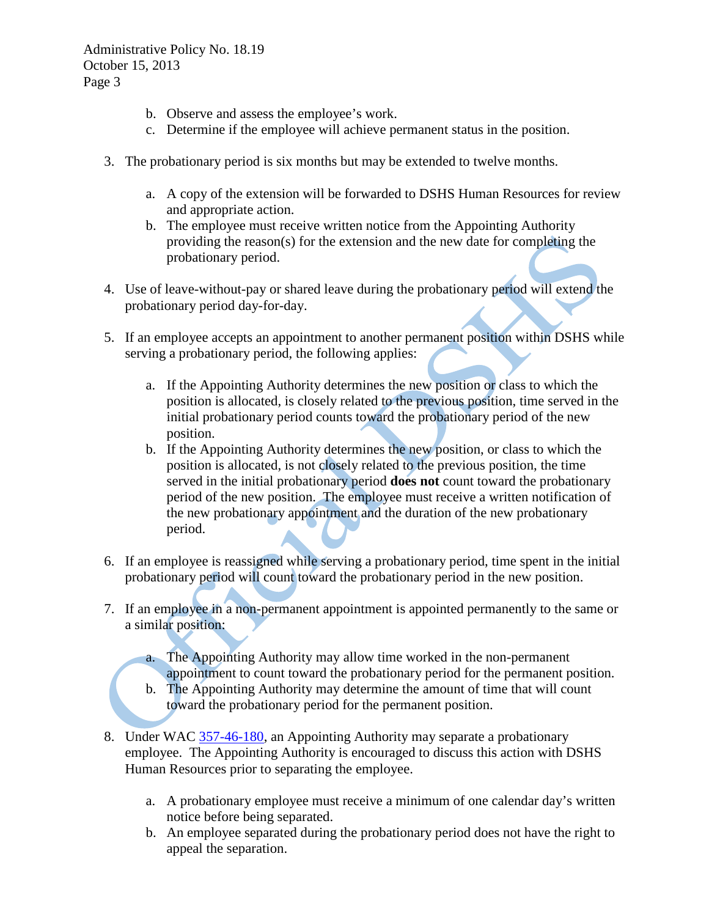b. Observe and assess the employee's work.
   c. Determine if the employee will achieve permanent status in the position.

3. The probationary period is six months but may be extended to twelve months.

   a. A copy of the extension will be forwarded to DSHS Human Resources for review and appropriate action.
   b. The employee must receive written notice from the Appointing Authority providing the reason(s) for the extension and the new date for completing the probationary period.

4. Use of leave-without-pay or shared leave during the probationary period will extend the probationary period day-for-day.

5. If an employee accepts an appointment to another permanent position within DSHS while serving a probationary period, the following applies:

   a. If the Appointing Authority determines the new position or class to which the position is allocated, is closely related to the previous position, time served in the initial probationary period counts toward the probationary period of the new position.
   b. If the Appointing Authority determines the new position, or class to which the position is allocated, is not closely related to the previous position, the time served in the initial probationary period **does not** count toward the probationary period of the new position. The employee must receive a written notification of the new probationary appointment and the duration of the new probationary period.

6. If an employee is reassigned while serving a probationary period, time spent in the initial probationary period will count toward the probationary period in the new position.

7. If an employee in a non-permanent appointment is appointed permanently to the same or a similar position:

   a. The Appointing Authority may allow time worked in the non-permanent appointment to count toward the probationary period for the permanent position.
   b. The Appointing Authority may determine the amount of time that will count toward the probationary period for the permanent position.

8. Under WAC 357-46-180, an Appointing Authority may separate a probationary employee. The Appointing Authority is encouraged to discuss this action with DSHS Human Resources prior to separating the employee.

   a. A probationary employee must receive a minimum of one calendar day's written notice before being separated.
   b. An employee separated during the probationary period does not have the right to appeal the separation.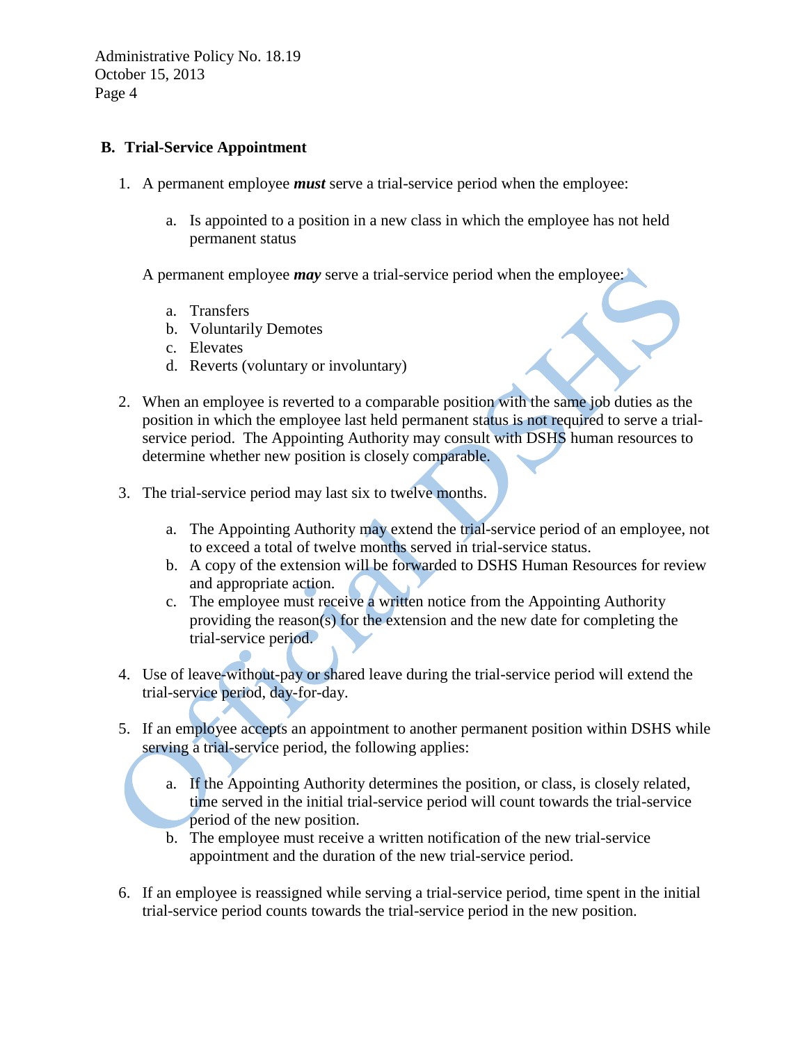## B. Trial-Service Appointment

1. A permanent employee ***must*** serve a trial-service period when the employee:

   a. Is appointed to a position in a new class in which the employee has not held permanent status

   A permanent employee ***may*** serve a trial-service period when the employee:

   a. Transfers
   b. Voluntarily Demotes
   c. Elevates
   d. Reverts (voluntary or involuntary)

2. When an employee is reverted to a comparable position with the same job duties as the position in which the employee last held permanent status is not required to serve a trial-service period. The Appointing Authority may consult with DSHS human resources to determine whether new position is closely comparable.

3. The trial-service period may last six to twelve months.

   a. The Appointing Authority may extend the trial-service period of an employee, not to exceed a total of twelve months served in trial-service status.
   b. A copy of the extension will be forwarded to DSHS Human Resources for review and appropriate action.
   c. The employee must receive a written notice from the Appointing Authority providing the reason(s) for the extension and the new date for completing the trial-service period.

4. Use of leave-without-pay or shared leave during the trial-service period will extend the trial-service period, day-for-day.

5. If an employee accepts an appointment to another permanent position within DSHS while serving a trial-service period, the following applies:

   a. If the Appointing Authority determines the position, or class, is closely related, time served in the initial trial-service period will count towards the trial-service period of the new position.
   b. The employee must receive a written notification of the new trial-service appointment and the duration of the new trial-service period.

6. If an employee is reassigned while serving a trial-service period, time spent in the initial trial-service period counts towards the trial-service period in the new position.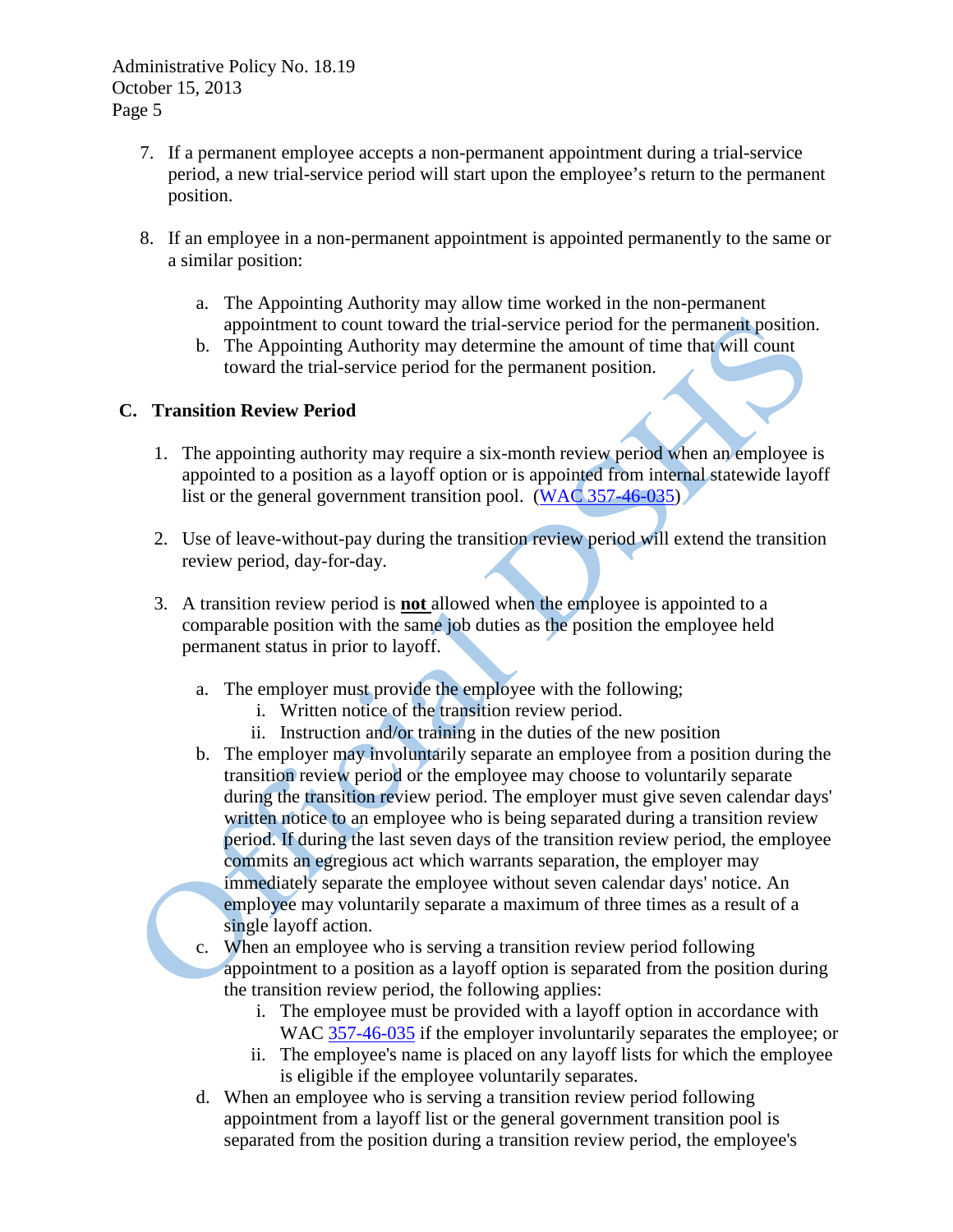7. If a permanent employee accepts a non-permanent appointment during a trial-service period, a new trial-service period will start upon the employee's return to the permanent position.

8. If an employee in a non-permanent appointment is appointed permanently to the same or a similar position:

   a. The Appointing Authority may allow time worked in the non-permanent appointment to count toward the trial-service period for the permanent position.
   b. The Appointing Authority may determine the amount of time that will count toward the trial-service period for the permanent position.

## C. Transition Review Period

1. The appointing authority may require a six-month review period when an employee is appointed to a position as a layoff option or is appointed from internal statewide layoff list or the general government transition pool. (WAC 357-46-035)

2. Use of leave-without-pay during the transition review period will extend the transition review period, day-for-day.

3. A transition review period is **not** allowed when the employee is appointed to a comparable position with the same job duties as the position the employee held permanent status in prior to layoff.

   a. The employer must provide the employee with the following;
      i. Written notice of the transition review period.
      ii. Instruction and/or training in the duties of the new position
   b. The employer may involuntarily separate an employee from a position during the transition review period or the employee may choose to voluntarily separate during the transition review period. The employer must give seven calendar days' written notice to an employee who is being separated during a transition review period. If during the last seven days of the transition review period, the employee commits an egregious act which warrants separation, the employer may immediately separate the employee without seven calendar days' notice. An employee may voluntarily separate a maximum of three times as a result of a single layoff action.
   c. When an employee who is serving a transition review period following appointment to a position as a layoff option is separated from the position during the transition review period, the following applies:
      i. The employee must be provided with a layoff option in accordance with WAC 357-46-035 if the employer involuntarily separates the employee; or
      ii. The employee's name is placed on any layoff lists for which the employee is eligible if the employee voluntarily separates.
   d. When an employee who is serving a transition review period following appointment from a layoff list or the general government transition pool is separated from the position during a transition review period, the employee's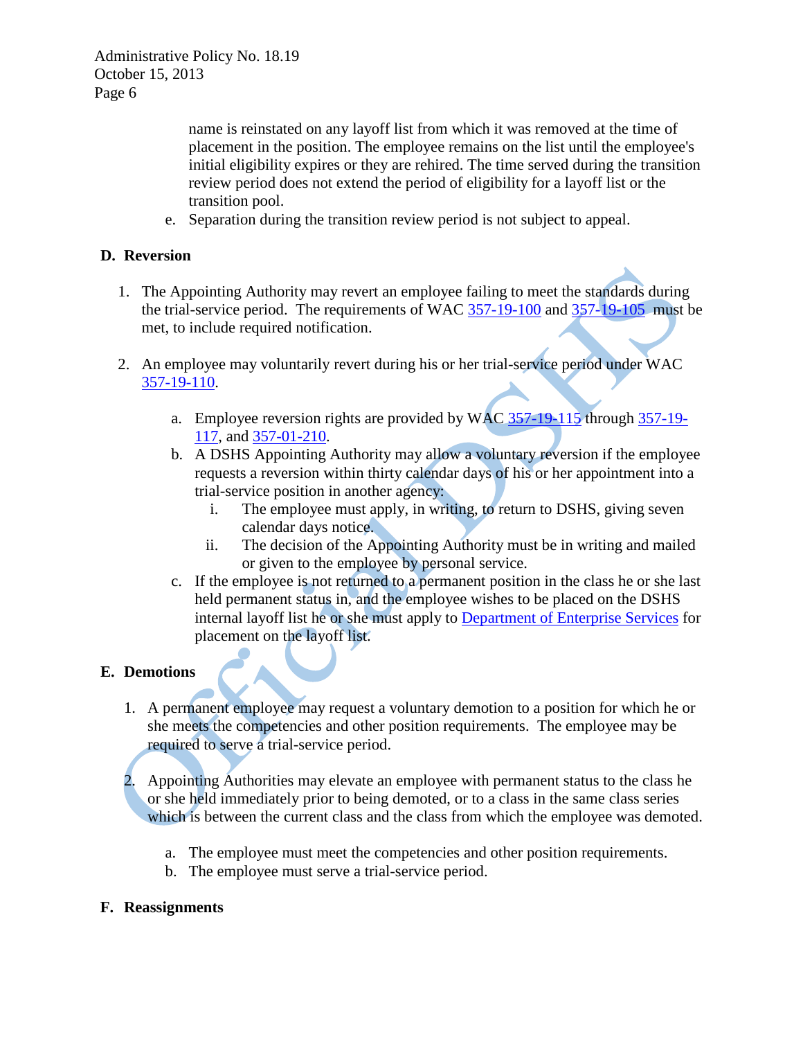name is reinstated on any layoff list from which it was removed at the time of placement in the position. The employee remains on the list until the employee's initial eligibility expires or they are rehired. The time served during the transition review period does not extend the period of eligibility for a layoff list or the transition pool.

e. Separation during the transition review period is not subject to appeal.

## D. Reversion

1. The Appointing Authority may revert an employee failing to meet the standards during the trial-service period. The requirements of WAC 357-19-100 and 357-19-105 must be met, to include required notification.

2. An employee may voluntarily revert during his or her trial-service period under WAC 357-19-110.

    a. Employee reversion rights are provided by WAC 357-19-115 through 357-19-117, and 357-01-210.
    b. A DSHS Appointing Authority may allow a voluntary reversion if the employee requests a reversion within thirty calendar days of his or her appointment into a trial-service position in another agency:
        i. The employee must apply, in writing, to return to DSHS, giving seven calendar days notice.
        ii. The decision of the Appointing Authority must be in writing and mailed or given to the employee by personal service.
    c. If the employee is not returned to a permanent position in the class he or she last held permanent status in, and the employee wishes to be placed on the DSHS internal layoff list he or she must apply to Department of Enterprise Services for placement on the layoff list.

## E. Demotions

1. A permanent employee may request a voluntary demotion to a position for which he or she meets the competencies and other position requirements. The employee may be required to serve a trial-service period.

2. Appointing Authorities may elevate an employee with permanent status to the class he or she held immediately prior to being demoted, or to a class in the same class series which is between the current class and the class from which the employee was demoted.

    a. The employee must meet the competencies and other position requirements.
    b. The employee must serve a trial-service period.

## F. Reassignments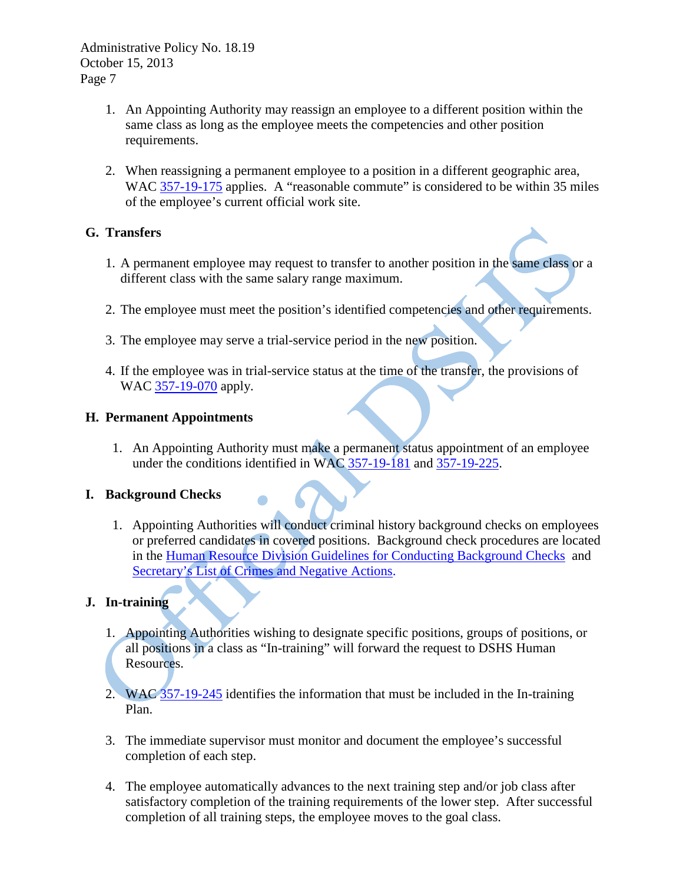1. An Appointing Authority may reassign an employee to a different position within the same class as long as the employee meets the competencies and other position requirements.

2. When reassigning a permanent employee to a position in a different geographic area, WAC 357-19-175 applies. A "reasonable commute" is considered to be within 35 miles of the employee's current official work site.

## G. Transfers

1. A permanent employee may request to transfer to another position in the same class or a different class with the same salary range maximum.

2. The employee must meet the position's identified competencies and other requirements.

3. The employee may serve a trial-service period in the new position.

4. If the employee was in trial-service status at the time of the transfer, the provisions of WAC 357-19-070 apply.

## H. Permanent Appointments

1. An Appointing Authority must make a permanent status appointment of an employee under the conditions identified in WAC 357-19-181 and 357-19-225.

## I. Background Checks

1. Appointing Authorities will conduct criminal history background checks on employees or preferred candidates in covered positions. Background check procedures are located in the Human Resource Division Guidelines for Conducting Background Checks and Secretary's List of Crimes and Negative Actions.

## J. In-training

1. Appointing Authorities wishing to designate specific positions, groups of positions, or all positions in a class as "In-training" will forward the request to DSHS Human Resources.

2. WAC 357-19-245 identifies the information that must be included in the In-training Plan.

3. The immediate supervisor must monitor and document the employee's successful completion of each step.

4. The employee automatically advances to the next training step and/or job class after satisfactory completion of the training requirements of the lower step. After successful completion of all training steps, the employee moves to the goal class.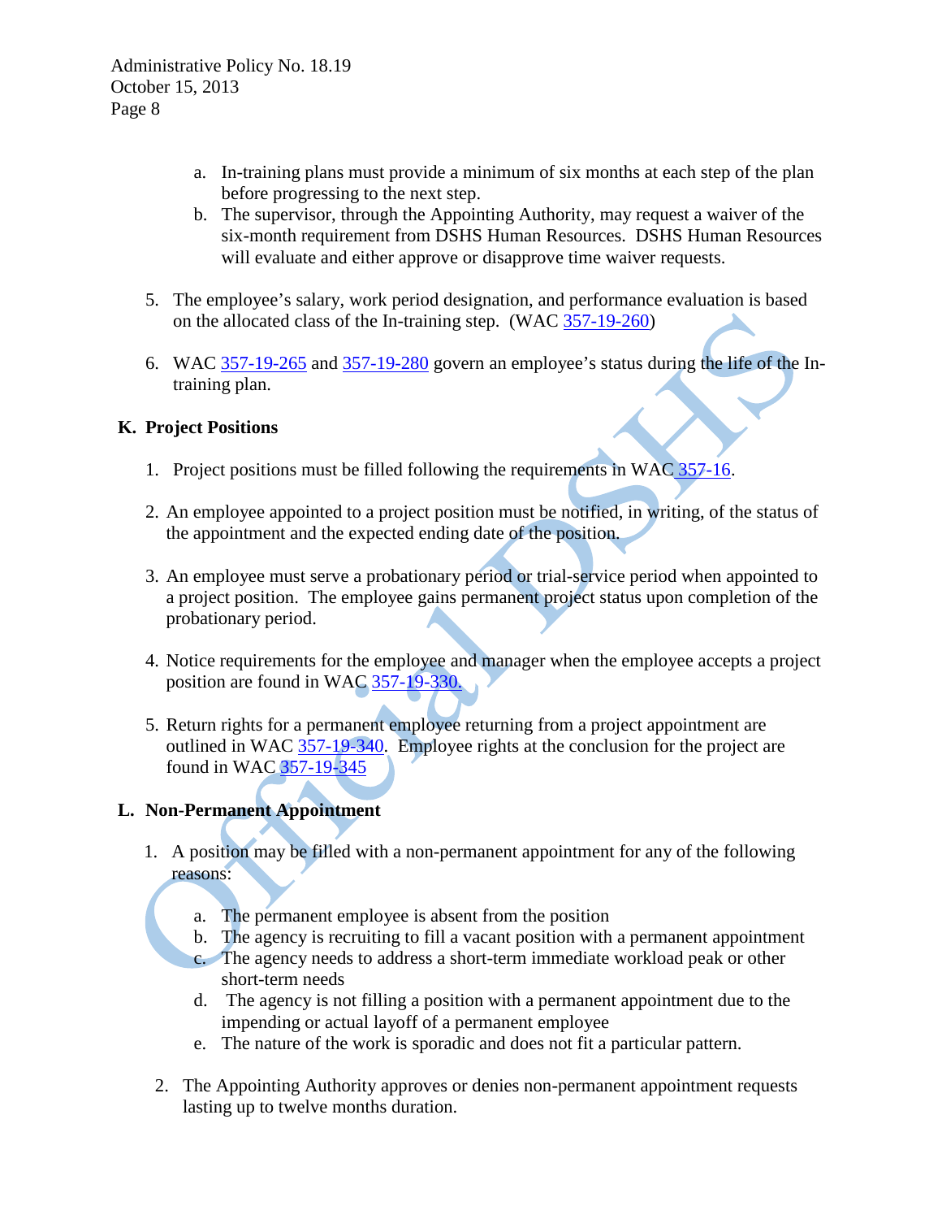a. In-training plans must provide a minimum of six months at each step of the plan before progressing to the next step.
b. The supervisor, through the Appointing Authority, may request a waiver of the six-month requirement from DSHS Human Resources. DSHS Human Resources will evaluate and either approve or disapprove time waiver requests.

5. The employee's salary, work period designation, and performance evaluation is based on the allocated class of the In-training step. (WAC 357-19-260)

6. WAC 357-19-265 and 357-19-280 govern an employee's status during the life of the In-training plan.

## K. Project Positions

1. Project positions must be filled following the requirements in WAC 357-16.

2. An employee appointed to a project position must be notified, in writing, of the status of the appointment and the expected ending date of the position.

3. An employee must serve a probationary period or trial-service period when appointed to a project position. The employee gains permanent project status upon completion of the probationary period.

4. Notice requirements for the employee and manager when the employee accepts a project position are found in WAC 357-19-330.

5. Return rights for a permanent employee returning from a project appointment are outlined in WAC 357-19-340. Employee rights at the conclusion for the project are found in WAC 357-19-345

## L. Non-Permanent Appointment

1. A position may be filled with a non-permanent appointment for any of the following reasons:

   a. The permanent employee is absent from the position
   b. The agency is recruiting to fill a vacant position with a permanent appointment
   c. The agency needs to address a short-term immediate workload peak or other short-term needs
   d. The agency is not filling a position with a permanent appointment due to the impending or actual layoff of a permanent employee
   e. The nature of the work is sporadic and does not fit a particular pattern.

2. The Appointing Authority approves or denies non-permanent appointment requests lasting up to twelve months duration.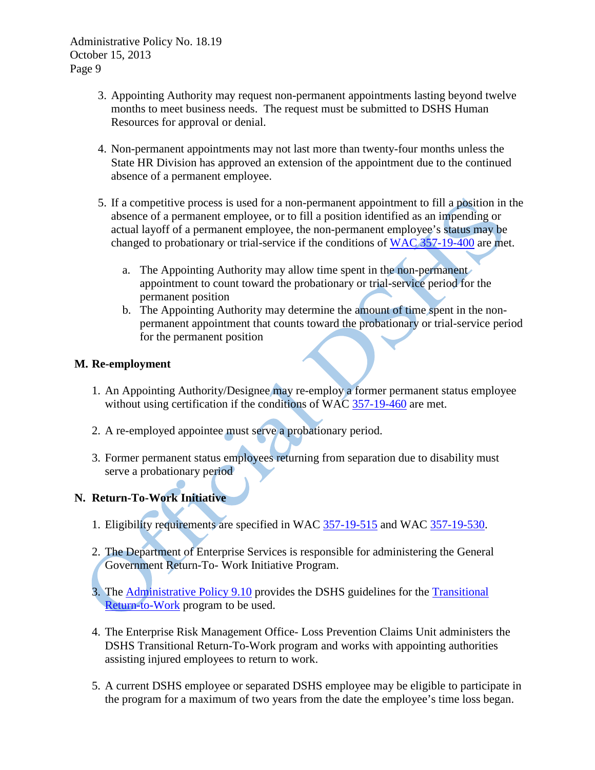3. Appointing Authority may request non-permanent appointments lasting beyond twelve months to meet business needs. The request must be submitted to DSHS Human Resources for approval or denial.

4. Non-permanent appointments may not last more than twenty-four months unless the State HR Division has approved an extension of the appointment due to the continued absence of a permanent employee.

5. If a competitive process is used for a non-permanent appointment to fill a position in the absence of a permanent employee, or to fill a position identified as an impending or actual layoff of a permanent employee, the non-permanent employee's status may be changed to probationary or trial-service if the conditions of WAC 357-19-400 are met.

   a. The Appointing Authority may allow time spent in the non-permanent appointment to count toward the probationary or trial-service period for the permanent position
   b. The Appointing Authority may determine the amount of time spent in the non-permanent appointment that counts toward the probationary or trial-service period for the permanent position

**M. Re-employment**

1. An Appointing Authority/Designee may re-employ a former permanent status employee without using certification if the conditions of WAC 357-19-460 are met.

2. A re-employed appointee must serve a probationary period.

3. Former permanent status employees returning from separation due to disability must serve a probationary period

**N. Return-To-Work Initiative**

1. Eligibility requirements are specified in WAC 357-19-515 and WAC 357-19-530.

2. The Department of Enterprise Services is responsible for administering the General Government Return-To- Work Initiative Program.

3. The Administrative Policy 9.10 provides the DSHS guidelines for the Transitional Return-to-Work program to be used.

4. The Enterprise Risk Management Office- Loss Prevention Claims Unit administers the DSHS Transitional Return-To-Work program and works with appointing authorities assisting injured employees to return to work.

5. A current DSHS employee or separated DSHS employee may be eligible to participate in the program for a maximum of two years from the date the employee's time loss began.